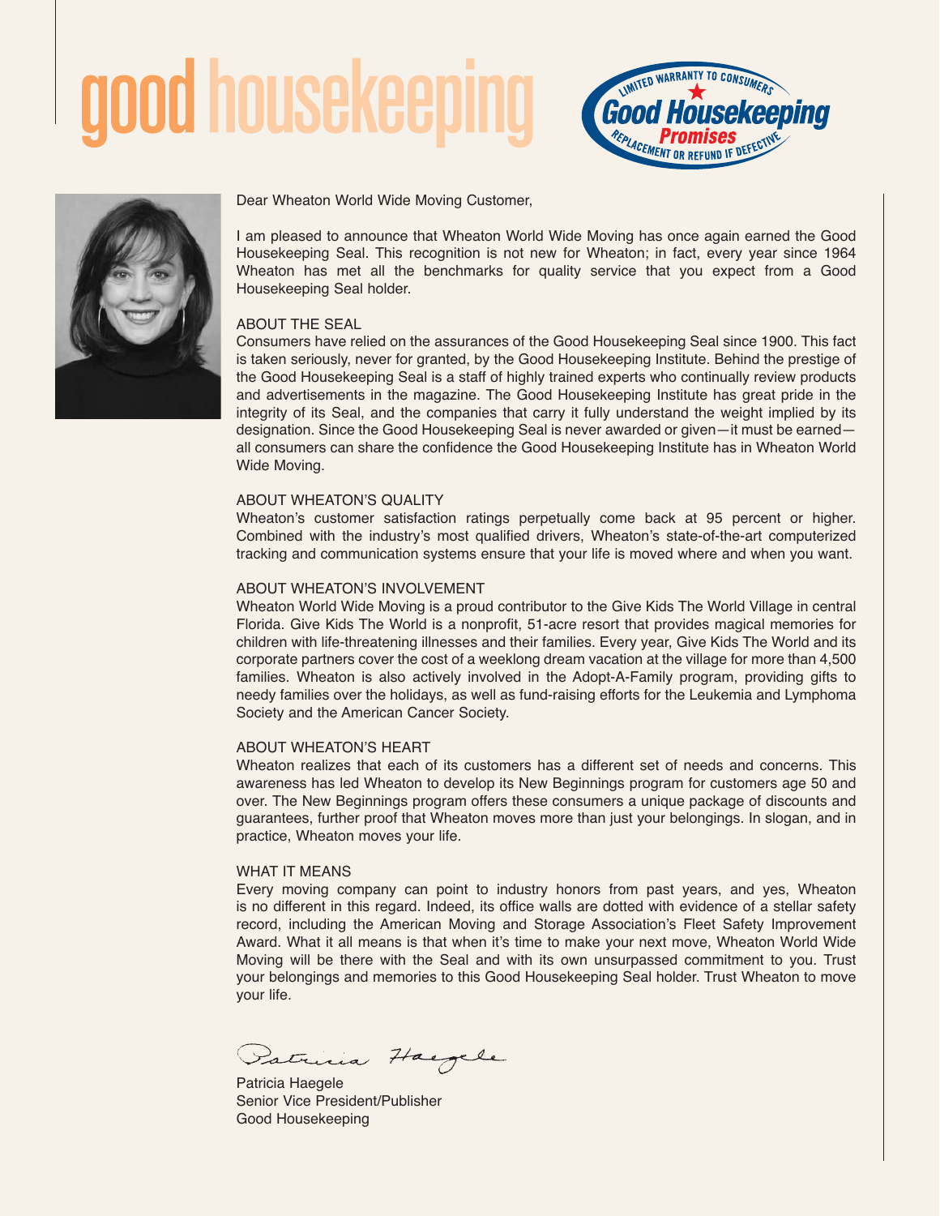# good housekeeping

LIMITED WARRANTY TO CONSUMERS
Good Housekeeping
Promises
REPLACEMENT OR REFUND IF DEFECTIVE

Dear Wheaton World Wide Moving Customer,

I am pleased to announce that Wheaton World Wide Moving has once again earned the Good Housekeeping Seal. This recognition is not new for Wheaton; in fact, every year since 1964 Wheaton has met all the benchmarks for quality service that you expect from a Good Housekeeping Seal holder.

## ABOUT THE SEAL

Consumers have relied on the assurances of the Good Housekeeping Seal since 1900. This fact is taken seriously, never for granted, by the Good Housekeeping Institute. Behind the prestige of the Good Housekeeping Seal is a staff of highly trained experts who continually review products and advertisements in the magazine. The Good Housekeeping Institute has great pride in the integrity of its Seal, and the companies that carry it fully understand the weight implied by its designation. Since the Good Housekeeping Seal is never awarded or given—it must be earned—all consumers can share the confidence the Good Housekeeping Institute has in Wheaton World Wide Moving.

## ABOUT WHEATON'S QUALITY

Wheaton's customer satisfaction ratings perpetually come back at 95 percent or higher. Combined with the industry's most qualified drivers, Wheaton's state-of-the-art computerized tracking and communication systems ensure that your life is moved where and when you want.

## ABOUT WHEATON'S INVOLVEMENT

Wheaton World Wide Moving is a proud contributor to the Give Kids The World Village in central Florida. Give Kids The World is a nonprofit, 51-acre resort that provides magical memories for children with life-threatening illnesses and their families. Every year, Give Kids The World and its corporate partners cover the cost of a weeklong dream vacation at the village for more than 4,500 families. Wheaton is also actively involved in the Adopt-A-Family program, providing gifts to needy families over the holidays, as well as fund-raising efforts for the Leukemia and Lymphoma Society and the American Cancer Society.

## ABOUT WHEATON'S HEART

Wheaton realizes that each of its customers has a different set of needs and concerns. This awareness has led Wheaton to develop its New Beginnings program for customers age 50 and over. The New Beginnings program offers these consumers a unique package of discounts and guarantees, further proof that Wheaton moves more than just your belongings. In slogan, and in practice, Wheaton moves your life.

## WHAT IT MEANS

Every moving company can point to industry honors from past years, and yes, Wheaton is no different in this regard. Indeed, its office walls are dotted with evidence of a stellar safety record, including the American Moving and Storage Association's Fleet Safety Improvement Award. What it all means is that when it's time to make your next move, Wheaton World Wide Moving will be there with the Seal and with its own unsurpassed commitment to you. Trust your belongings and memories to this Good Housekeeping Seal holder. Trust Wheaton to move your life.

*Patricia Haegele*

Patricia Haegele
Senior Vice President/Publisher
Good Housekeeping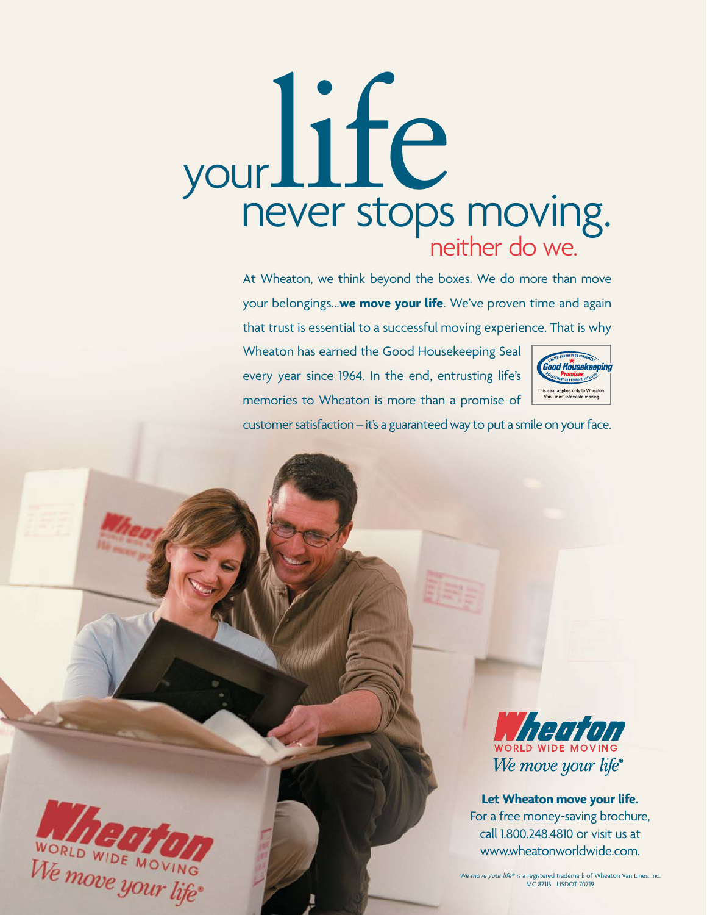# your life never stops moving.

## neither do we.

At Wheaton, we think beyond the boxes. We do more than move your belongings...**we move your life**. We've proven time and again that trust is essential to a successful moving experience. That is why Wheaton has earned the Good Housekeeping Seal every year since 1964. In the end, entrusting life's memories to Wheaton is more than a promise of customer satisfaction – it's a guaranteed way to put a smile on your face.

Limited Warranty to Consumers
Good Housekeeping
Promises
Replacement or Refund if Defective

This seal applies only to Wheaton Van Lines' interstate moving

Wheaton
WORLD WIDE MOVING
*We move your life®*

**Let Wheaton move your life.**
For a free money-saving brochure, call 1.800.248.4810 or visit us at www.wheatonworldwide.com.

*We move your life®* is a registered trademark of Wheaton Van Lines, Inc.
MC 87113 USDOT 70719